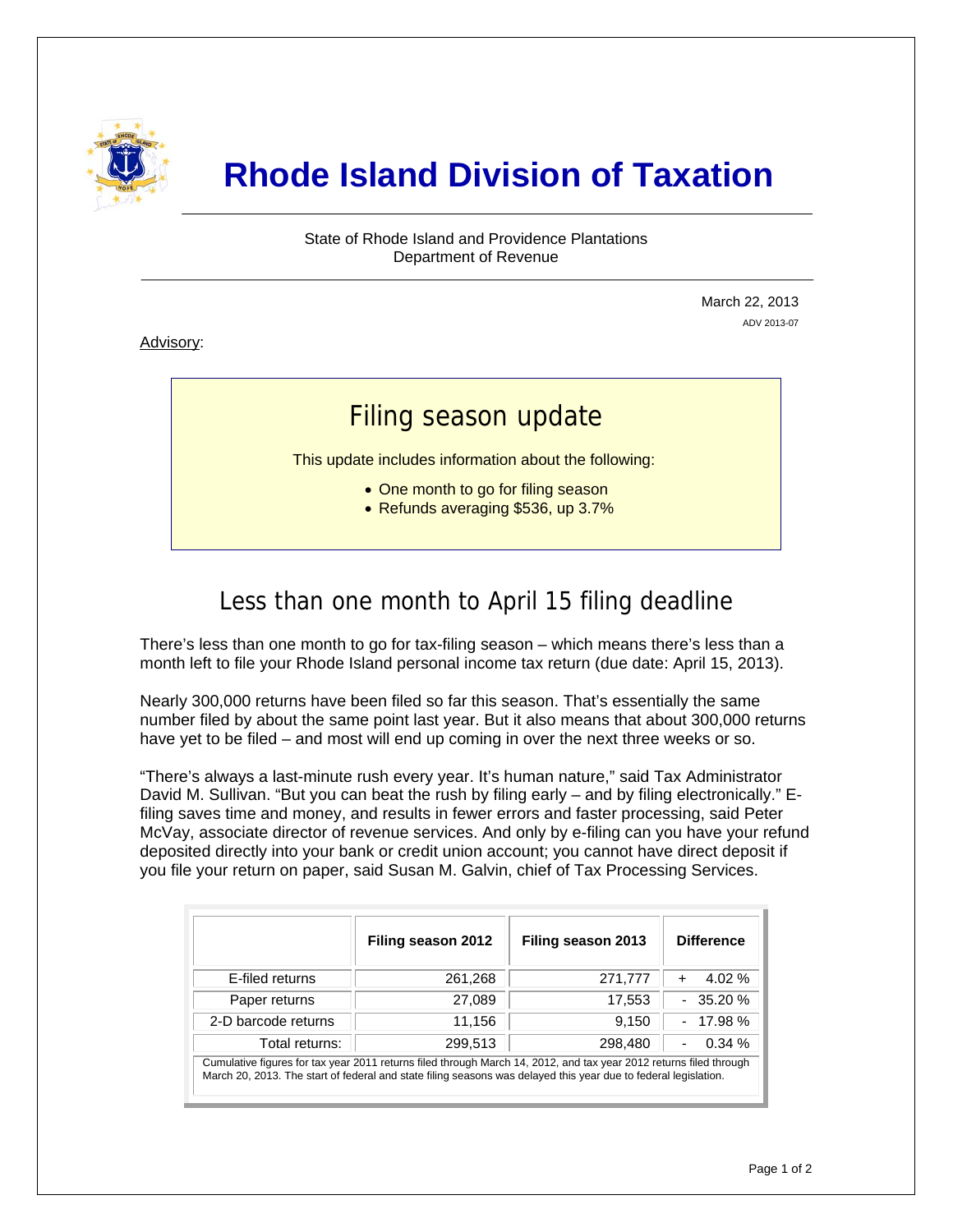# Rhode Island Division of Taxation

State of Rhode Island and Providence Plantations
Department of Revenue

March 22, 2013
ADV 2013-07

Advisory:

## Filing season update

This update includes information about the following:

- One month to go for filing season
- Refunds averaging $536, up 3.7%

## Less than one month to April 15 filing deadline

There's less than one month to go for tax-filing season – which means there's less than a month left to file your Rhode Island personal income tax return (due date: April 15, 2013).

Nearly 300,000 returns have been filed so far this season. That's essentially the same number filed by about the same point last year. But it also means that about 300,000 returns have yet to be filed – and most will end up coming in over the next three weeks or so.

"There's always a last-minute rush every year. It's human nature," said Tax Administrator David M. Sullivan. "But you can beat the rush by filing early – and by filing electronically." E-filing saves time and money, and results in fewer errors and faster processing, said Peter McVay, associate director of revenue services. And only by e-filing can you have your refund deposited directly into your bank or credit union account; you cannot have direct deposit if you file your return on paper, said Susan M. Galvin, chief of Tax Processing Services.

| | Filing season 2012 | Filing season 2013 | Difference |
|---|---|---|---|
| E-filed returns | 261,268 | 271,777 | + 4.02 % |
| Paper returns | 27,089 | 17,553 | - 35.20 % |
| 2-D barcode returns | 11,156 | 9,150 | - 17.98 % |
| Total returns: | 299,513 | 298,480 | - 0.34 % |

Cumulative figures for tax year 2011 returns filed through March 14, 2012, and tax year 2012 returns filed through March 20, 2013. The start of federal and state filing seasons was delayed this year due to federal legislation.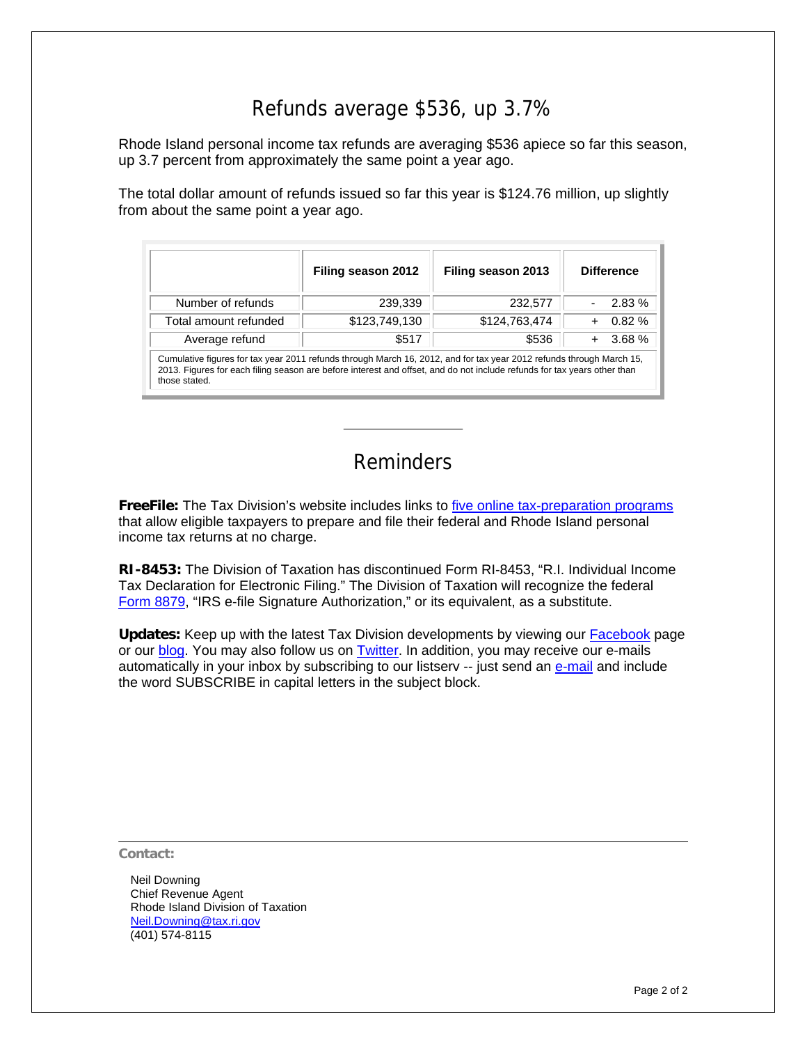## Refunds average $536, up 3.7%

Rhode Island personal income tax refunds are averaging $536 apiece so far this season, up 3.7 percent from approximately the same point a year ago.

The total dollar amount of refunds issued so far this year is $124.76 million, up slightly from about the same point a year ago.

| | Filing season 2012 | Filing season 2013 | Difference |
|---|---|---|---|
| Number of refunds | 239,339 | 232,577 | - 2.83 % |
| Total amount refunded | $123,749,130 | $124,763,474 | + 0.82 % |
| Average refund | $517 | $536 | + 3.68 % |

Cumulative figures for tax year 2011 refunds through March 16, 2012, and for tax year 2012 refunds through March 15, 2013. Figures for each filing season are before interest and offset, and do not include refunds for tax years other than those stated.

---

## Reminders

**FreeFile:** The Tax Division's website includes links to five online tax-preparation programs that allow eligible taxpayers to prepare and file their federal and Rhode Island personal income tax returns at no charge.

**RI-8453:** The Division of Taxation has discontinued Form RI-8453, "R.I. Individual Income Tax Declaration for Electronic Filing." The Division of Taxation will recognize the federal Form 8879, "IRS e-file Signature Authorization," or its equivalent, as a substitute.

**Updates:** Keep up with the latest Tax Division developments by viewing our Facebook page or our blog. You may also follow us on Twitter. In addition, you may receive our e-mails automatically in your inbox by subscribing to our listserv -- just send an e-mail and include the word SUBSCRIBE in capital letters in the subject block.

---

**Contact:**

Neil Downing
Chief Revenue Agent
Rhode Island Division of Taxation
Neil.Downing@tax.ri.gov
(401) 574-8115